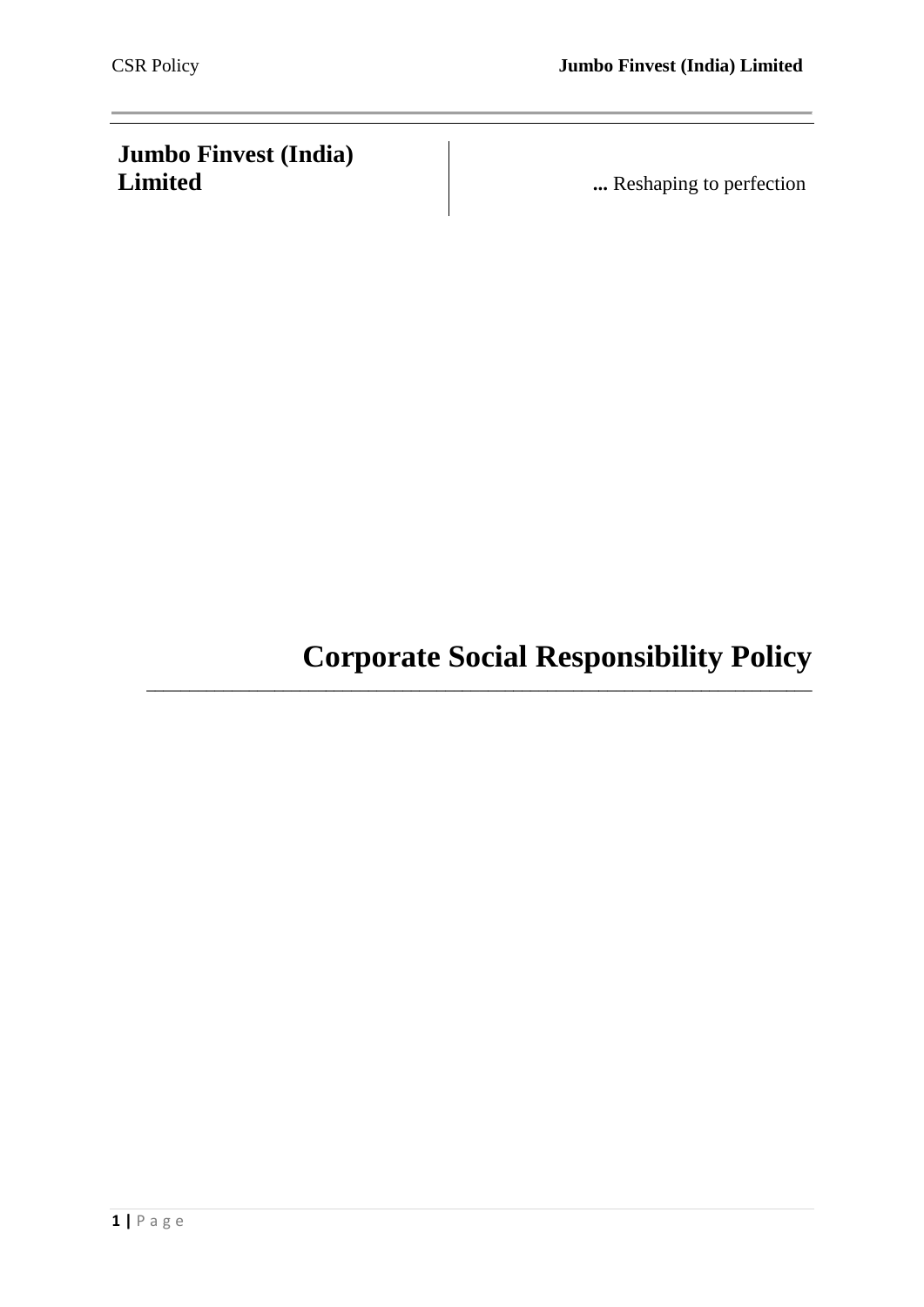**Jumbo Finvest (India) Limited**

**...** Reshaping to perfection

# Corporate Social Responsibility Policy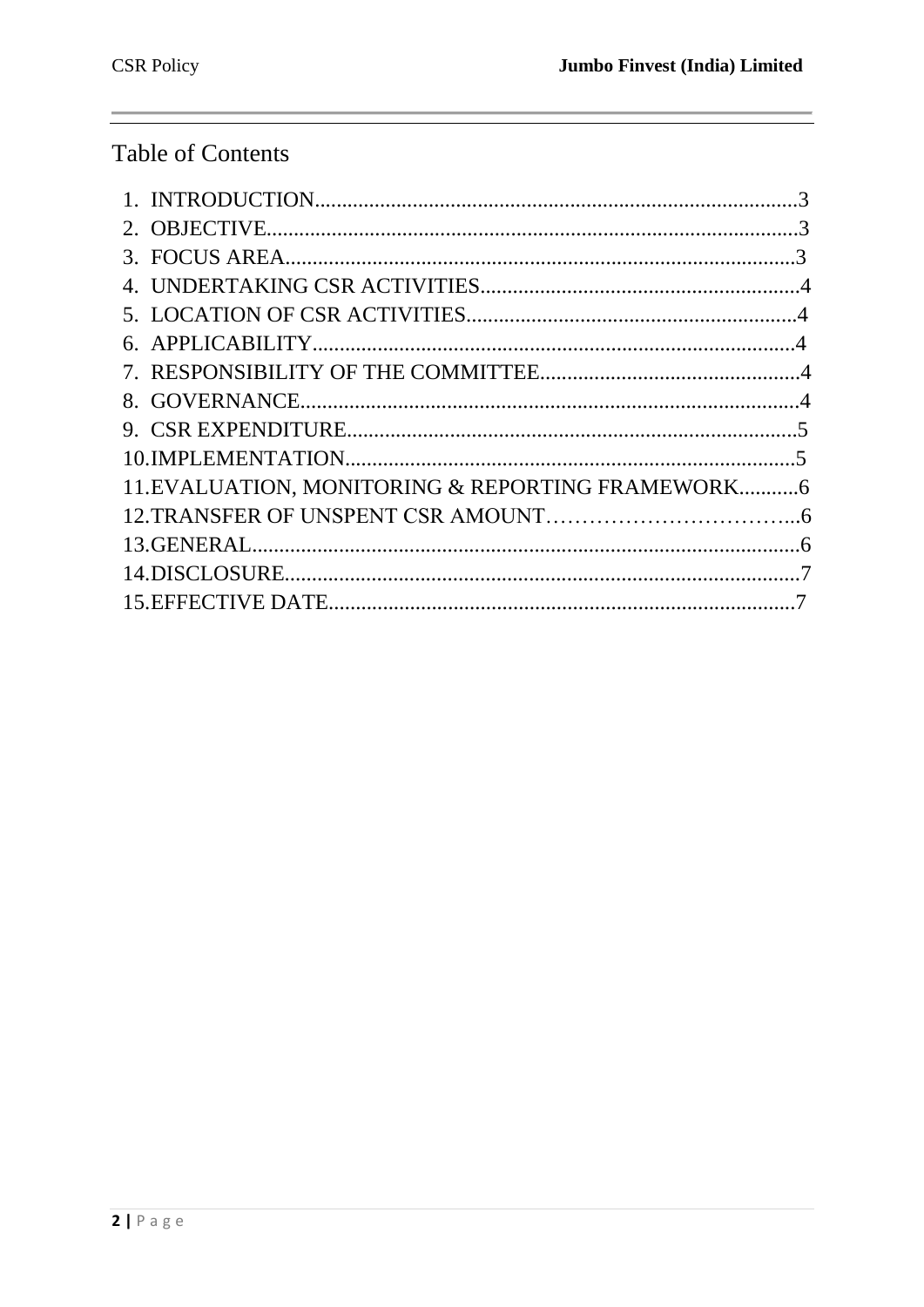## Table of Contents

1. INTRODUCTION.........................................................................................3
2. OBJECTIVE.................................................................................................3
3. FOCUS AREA.............................................................................................3
4. UNDERTAKING CSR ACTIVITIES...........................................................4
5. LOCATION OF CSR ACTIVITIES............................................................4
6. APPLICABILITY.........................................................................................4
7. RESPONSIBILITY OF THE COMMITTEE................................................4
8. GOVERNANCE............................................................................................4
9. CSR EXPENDITURE...................................................................................5
10. IMPLEMENTATION...................................................................................5
11. EVALUATION, MONITORING & REPORTING FRAMEWORK...........6
12. TRANSFER OF UNSPENT CSR AMOUNT……………………………...6
13. GENERAL....................................................................................................6
14. DISCLOSURE..............................................................................................7
15. EFFECTIVE DATE......................................................................................7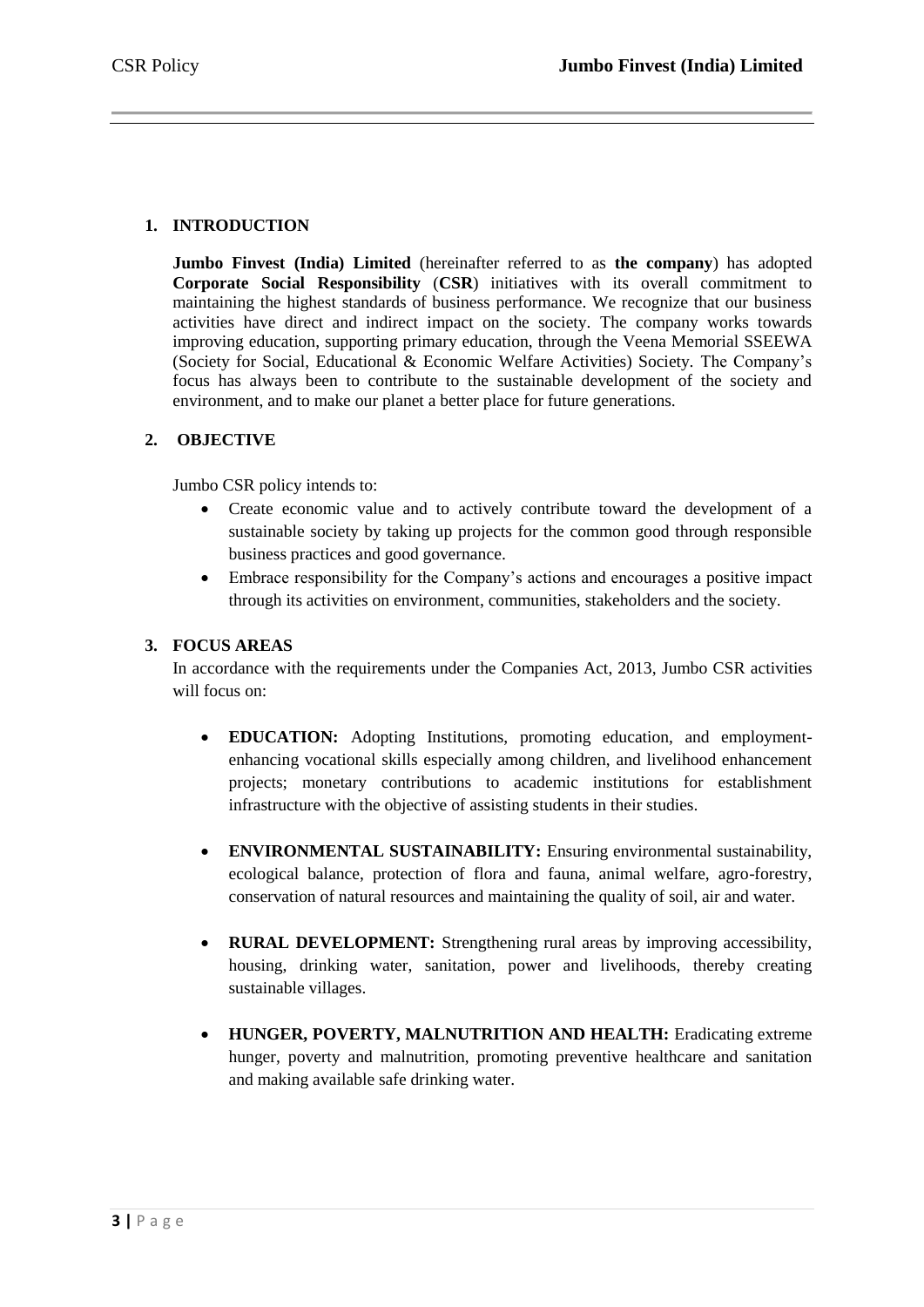## 1. INTRODUCTION

**Jumbo Finvest (India) Limited** (hereinafter referred to as **the company**) has adopted **Corporate Social Responsibility** (**CSR**) initiatives with its overall commitment to maintaining the highest standards of business performance. We recognize that our business activities have direct and indirect impact on the society. The company works towards improving education, supporting primary education, through the Veena Memorial SSEEWA (Society for Social, Educational & Economic Welfare Activities) Society. The Company's focus has always been to contribute to the sustainable development of the society and environment, and to make our planet a better place for future generations.

## 2. OBJECTIVE

Jumbo CSR policy intends to:

- Create economic value and to actively contribute toward the development of a sustainable society by taking up projects for the common good through responsible business practices and good governance.
- Embrace responsibility for the Company's actions and encourages a positive impact through its activities on environment, communities, stakeholders and the society.

## 3. FOCUS AREAS

In accordance with the requirements under the Companies Act, 2013, Jumbo CSR activities will focus on:

- **EDUCATION:** Adopting Institutions, promoting education, and employment-enhancing vocational skills especially among children, and livelihood enhancement projects; monetary contributions to academic institutions for establishment infrastructure with the objective of assisting students in their studies.
- **ENVIRONMENTAL SUSTAINABILITY:** Ensuring environmental sustainability, ecological balance, protection of flora and fauna, animal welfare, agro-forestry, conservation of natural resources and maintaining the quality of soil, air and water.
- **RURAL DEVELOPMENT:** Strengthening rural areas by improving accessibility, housing, drinking water, sanitation, power and livelihoods, thereby creating sustainable villages.
- **HUNGER, POVERTY, MALNUTRITION AND HEALTH:** Eradicating extreme hunger, poverty and malnutrition, promoting preventive healthcare and sanitation and making available safe drinking water.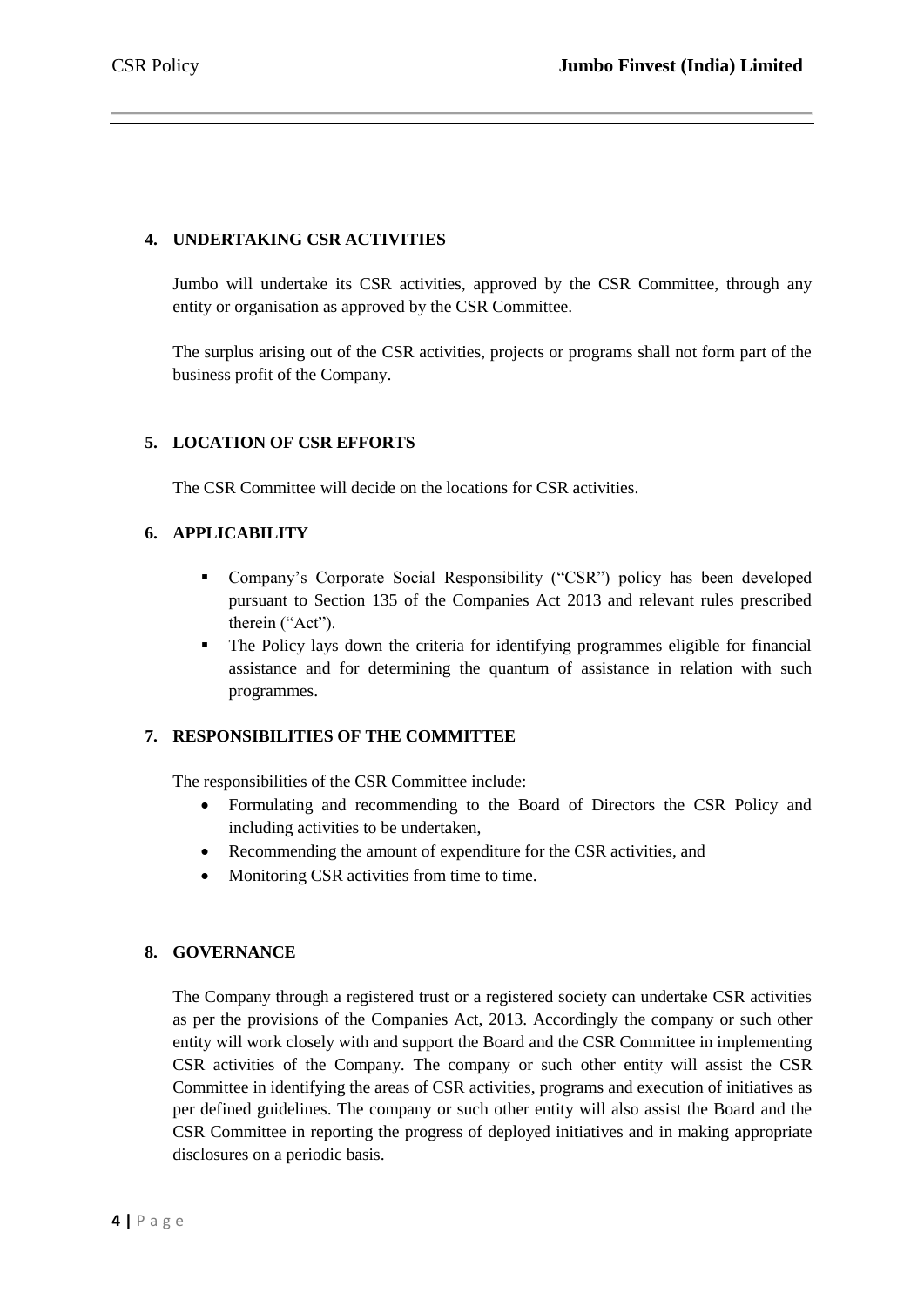## 4. UNDERTAKING CSR ACTIVITIES

Jumbo will undertake its CSR activities, approved by the CSR Committee, through any entity or organisation as approved by the CSR Committee.

The surplus arising out of the CSR activities, projects or programs shall not form part of the business profit of the Company.

## 5. LOCATION OF CSR EFFORTS

The CSR Committee will decide on the locations for CSR activities.

## 6. APPLICABILITY

- Company's Corporate Social Responsibility ("CSR") policy has been developed pursuant to Section 135 of the Companies Act 2013 and relevant rules prescribed therein ("Act").
- The Policy lays down the criteria for identifying programmes eligible for financial assistance and for determining the quantum of assistance in relation with such programmes.

## 7. RESPONSIBILITIES OF THE COMMITTEE

The responsibilities of the CSR Committee include:

- Formulating and recommending to the Board of Directors the CSR Policy and including activities to be undertaken,
- Recommending the amount of expenditure for the CSR activities, and
- Monitoring CSR activities from time to time.

## 8. GOVERNANCE

The Company through a registered trust or a registered society can undertake CSR activities as per the provisions of the Companies Act, 2013. Accordingly the company or such other entity will work closely with and support the Board and the CSR Committee in implementing CSR activities of the Company. The company or such other entity will assist the CSR Committee in identifying the areas of CSR activities, programs and execution of initiatives as per defined guidelines. The company or such other entity will also assist the Board and the CSR Committee in reporting the progress of deployed initiatives and in making appropriate disclosures on a periodic basis.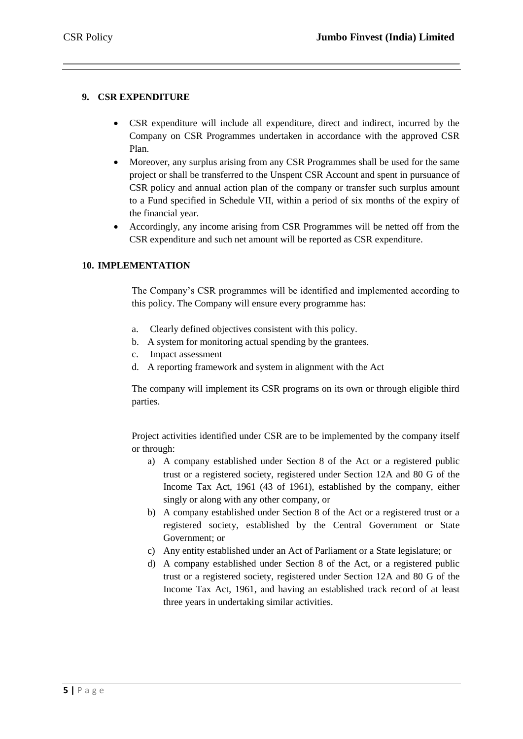## 9. CSR EXPENDITURE

- CSR expenditure will include all expenditure, direct and indirect, incurred by the Company on CSR Programmes undertaken in accordance with the approved CSR Plan.
- Moreover, any surplus arising from any CSR Programmes shall be used for the same project or shall be transferred to the Unspent CSR Account and spent in pursuance of CSR policy and annual action plan of the company or transfer such surplus amount to a Fund specified in Schedule VII, within a period of six months of the expiry of the financial year.
- Accordingly, any income arising from CSR Programmes will be netted off from the CSR expenditure and such net amount will be reported as CSR expenditure.

## 10. IMPLEMENTATION

The Company's CSR programmes will be identified and implemented according to this policy. The Company will ensure every programme has:

a. Clearly defined objectives consistent with this policy.
b. A system for monitoring actual spending by the grantees.
c. Impact assessment
d. A reporting framework and system in alignment with the Act

The company will implement its CSR programs on its own or through eligible third parties.

Project activities identified under CSR are to be implemented by the company itself or through:

a) A company established under Section 8 of the Act or a registered public trust or a registered society, registered under Section 12A and 80 G of the Income Tax Act, 1961 (43 of 1961), established by the company, either singly or along with any other company, or
b) A company established under Section 8 of the Act or a registered trust or a registered society, established by the Central Government or State Government; or
c) Any entity established under an Act of Parliament or a State legislature; or
d) A company established under Section 8 of the Act, or a registered public trust or a registered society, registered under Section 12A and 80 G of the Income Tax Act, 1961, and having an established track record of at least three years in undertaking similar activities.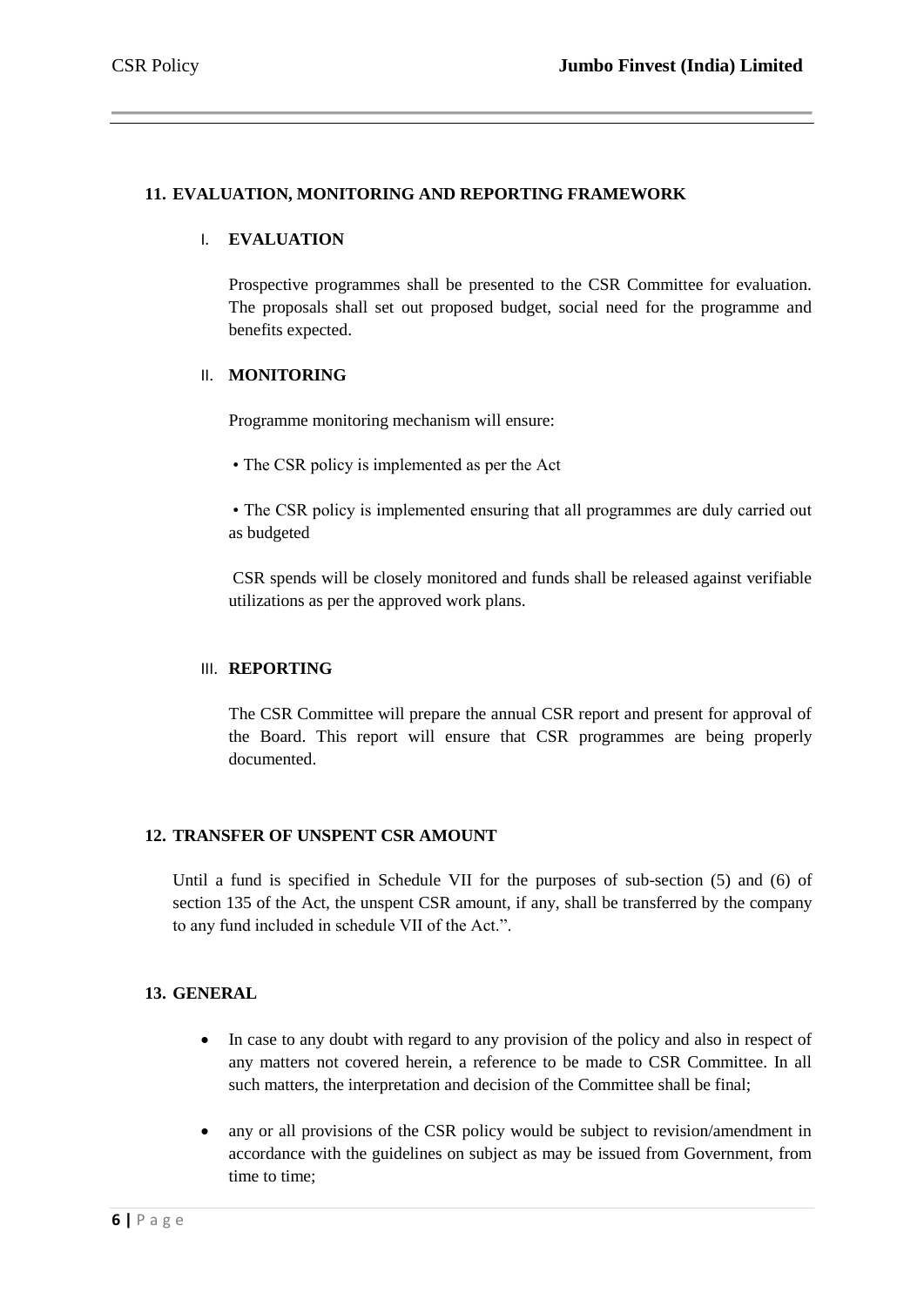## 11. EVALUATION, MONITORING AND REPORTING FRAMEWORK

### I. EVALUATION

Prospective programmes shall be presented to the CSR Committee for evaluation. The proposals shall set out proposed budget, social need for the programme and benefits expected.

### II. MONITORING

Programme monitoring mechanism will ensure:

- The CSR policy is implemented as per the Act
- The CSR policy is implemented ensuring that all programmes are duly carried out as budgeted

CSR spends will be closely monitored and funds shall be released against verifiable utilizations as per the approved work plans.

### III. REPORTING

The CSR Committee will prepare the annual CSR report and present for approval of the Board. This report will ensure that CSR programmes are being properly documented.

## 12. TRANSFER OF UNSPENT CSR AMOUNT

Until a fund is specified in Schedule VII for the purposes of sub-section (5) and (6) of section 135 of the Act, the unspent CSR amount, if any, shall be transferred by the company to any fund included in schedule VII of the Act.".

## 13. GENERAL

- In case to any doubt with regard to any provision of the policy and also in respect of any matters not covered herein, a reference to be made to CSR Committee. In all such matters, the interpretation and decision of the Committee shall be final;
- any or all provisions of the CSR policy would be subject to revision/amendment in accordance with the guidelines on subject as may be issued from Government, from time to time;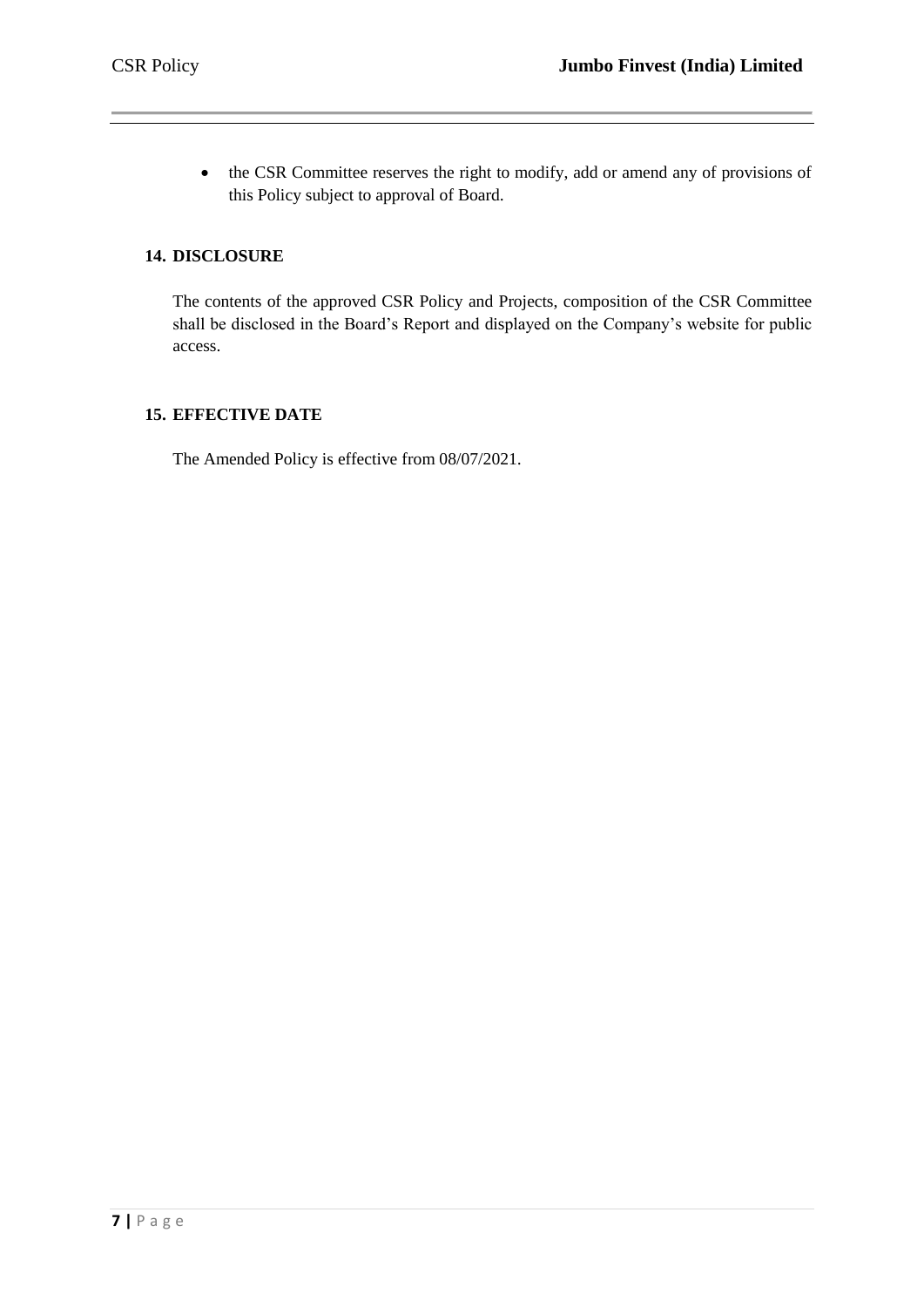- the CSR Committee reserves the right to modify, add or amend any of provisions of this Policy subject to approval of Board.

## 14. DISCLOSURE

The contents of the approved CSR Policy and Projects, composition of the CSR Committee shall be disclosed in the Board's Report and displayed on the Company's website for public access.

## 15. EFFECTIVE DATE

The Amended Policy is effective from 08/07/2021.